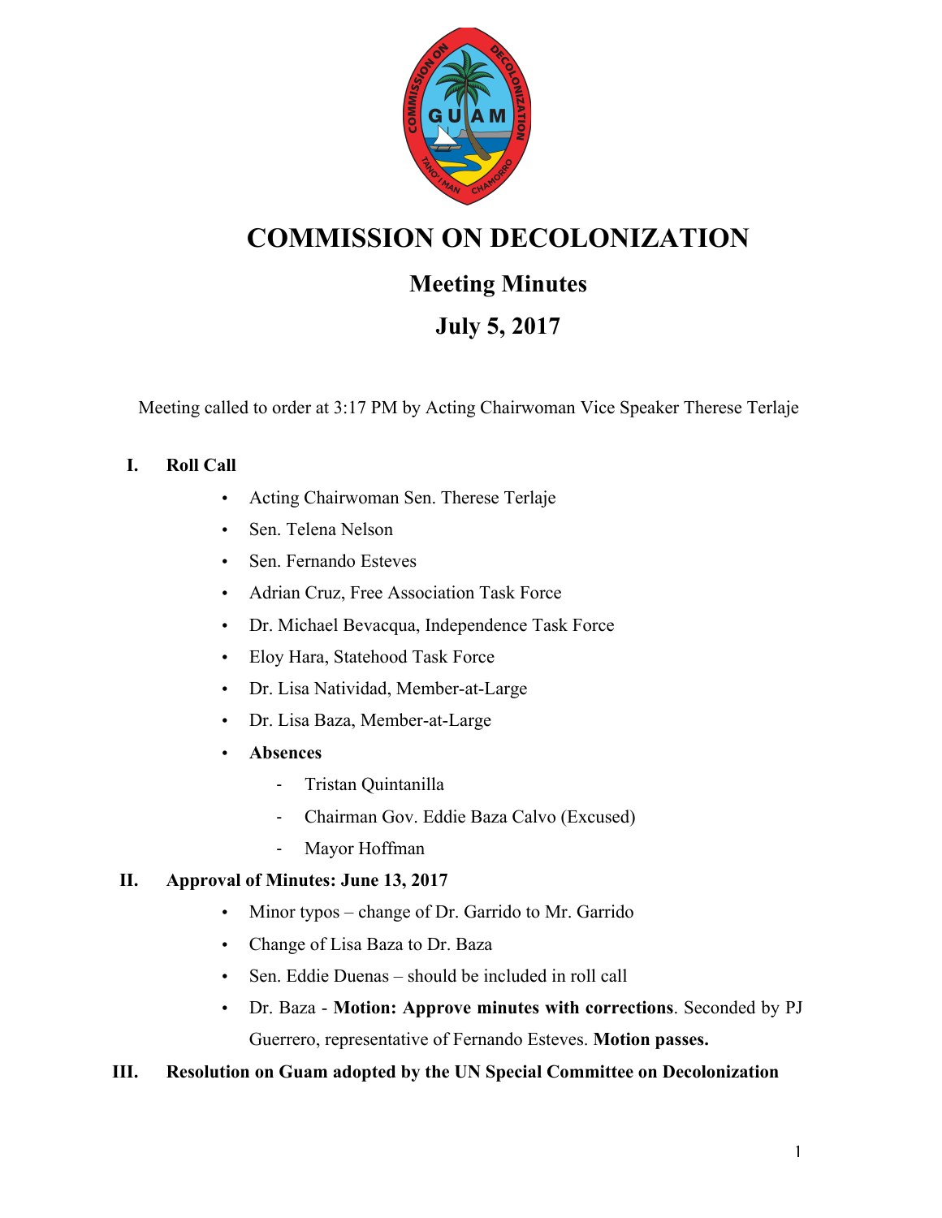# COMMISSION ON DECOLONIZATION

## Meeting Minutes

## July 5, 2017

Meeting called to order at 3:17 PM by Acting Chairwoman Vice Speaker Therese Terlaje

### I. Roll Call

- Acting Chairwoman Sen. Therese Terlaje
- Sen. Telena Nelson
- Sen. Fernando Esteves
- Adrian Cruz, Free Association Task Force
- Dr. Michael Bevacqua, Independence Task Force
- Eloy Hara, Statehood Task Force
- Dr. Lisa Natividad, Member-at-Large
- Dr. Lisa Baza, Member-at-Large
- **Absences**
  - Tristan Quintanilla
  - Chairman Gov. Eddie Baza Calvo (Excused)
  - Mayor Hoffman

### II. Approval of Minutes: June 13, 2017

- Minor typos – change of Dr. Garrido to Mr. Garrido
- Change of Lisa Baza to Dr. Baza
- Sen. Eddie Duenas – should be included in roll call
- Dr. Baza - **Motion: Approve minutes with corrections**. Seconded by PJ Guerrero, representative of Fernando Esteves. **Motion passes.**

### III. Resolution on Guam adopted by the UN Special Committee on Decolonization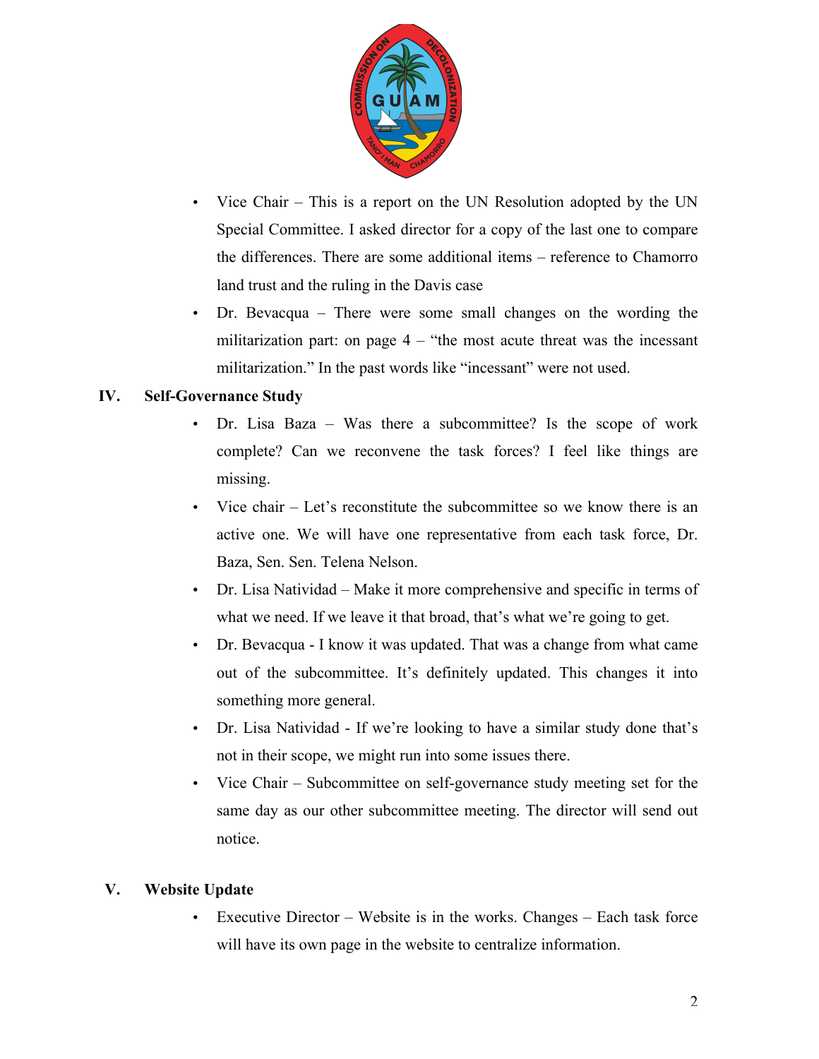- Vice Chair – This is a report on the UN Resolution adopted by the UN Special Committee. I asked director for a copy of the last one to compare the differences. There are some additional items – reference to Chamorro land trust and the ruling in the Davis case
- Dr. Bevacqua – There were some small changes on the wording the militarization part: on page 4 – "the most acute threat was the incessant militarization." In the past words like "incessant" were not used.

## IV. Self-Governance Study

- Dr. Lisa Baza – Was there a subcommittee? Is the scope of work complete? Can we reconvene the task forces? I feel like things are missing.
- Vice chair – Let's reconstitute the subcommittee so we know there is an active one. We will have one representative from each task force, Dr. Baza, Sen. Sen. Telena Nelson.
- Dr. Lisa Natividad – Make it more comprehensive and specific in terms of what we need. If we leave it that broad, that's what we're going to get.
- Dr. Bevacqua - I know it was updated. That was a change from what came out of the subcommittee. It's definitely updated. This changes it into something more general.
- Dr. Lisa Natividad - If we're looking to have a similar study done that's not in their scope, we might run into some issues there.
- Vice Chair – Subcommittee on self-governance study meeting set for the same day as our other subcommittee meeting. The director will send out notice.

## V. Website Update

- Executive Director – Website is in the works. Changes – Each task force will have its own page in the website to centralize information.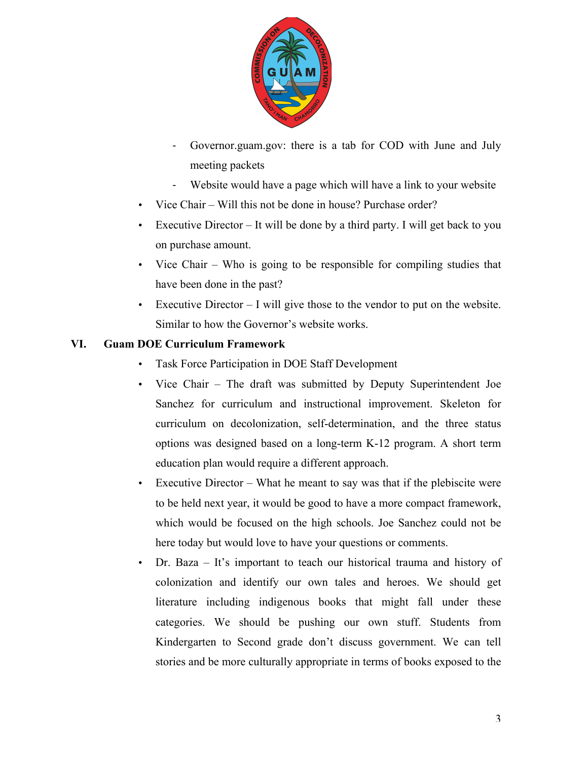- Governor.guam.gov: there is a tab for COD with June and July meeting packets
  - Website would have a page which will have a link to your website
- Vice Chair – Will this not be done in house? Purchase order?
- Executive Director – It will be done by a third party. I will get back to you on purchase amount.
- Vice Chair – Who is going to be responsible for compiling studies that have been done in the past?
- Executive Director – I will give those to the vendor to put on the website. Similar to how the Governor's website works.

## VI. Guam DOE Curriculum Framework

- Task Force Participation in DOE Staff Development
- Vice Chair – The draft was submitted by Deputy Superintendent Joe Sanchez for curriculum and instructional improvement. Skeleton for curriculum on decolonization, self-determination, and the three status options was designed based on a long-term K-12 program. A short term education plan would require a different approach.
- Executive Director – What he meant to say was that if the plebiscite were to be held next year, it would be good to have a more compact framework, which would be focused on the high schools. Joe Sanchez could not be here today but would love to have your questions or comments.
- Dr. Baza – It's important to teach our historical trauma and history of colonization and identify our own tales and heroes. We should get literature including indigenous books that might fall under these categories. We should be pushing our own stuff. Students from Kindergarten to Second grade don't discuss government. We can tell stories and be more culturally appropriate in terms of books exposed to the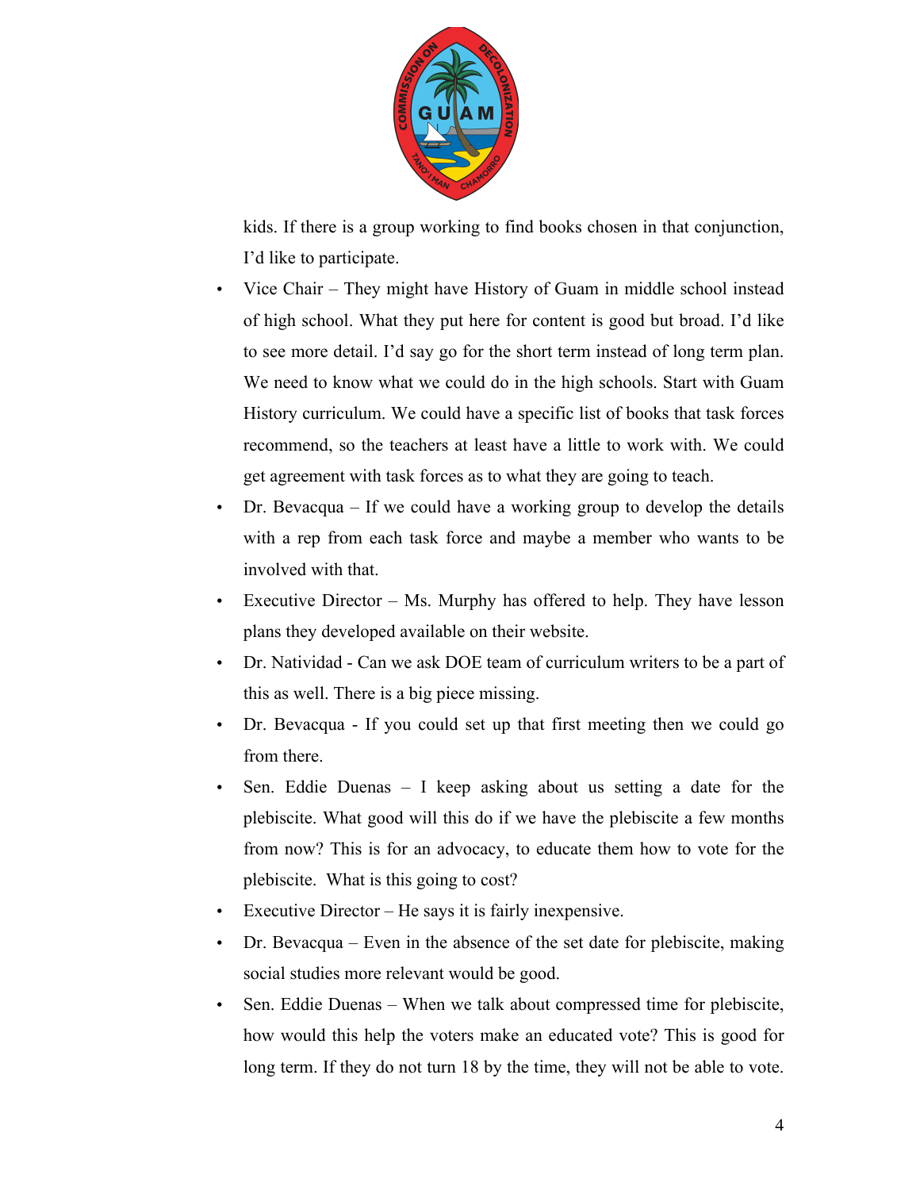kids. If there is a group working to find books chosen in that conjunction, I'd like to participate.

- Vice Chair – They might have History of Guam in middle school instead of high school. What they put here for content is good but broad. I'd like to see more detail. I'd say go for the short term instead of long term plan. We need to know what we could do in the high schools. Start with Guam History curriculum. We could have a specific list of books that task forces recommend, so the teachers at least have a little to work with. We could get agreement with task forces as to what they are going to teach.
- Dr. Bevacqua – If we could have a working group to develop the details with a rep from each task force and maybe a member who wants to be involved with that.
- Executive Director – Ms. Murphy has offered to help. They have lesson plans they developed available on their website.
- Dr. Natividad - Can we ask DOE team of curriculum writers to be a part of this as well. There is a big piece missing.
- Dr. Bevacqua - If you could set up that first meeting then we could go from there.
- Sen. Eddie Duenas – I keep asking about us setting a date for the plebiscite. What good will this do if we have the plebiscite a few months from now? This is for an advocacy, to educate them how to vote for the plebiscite. What is this going to cost?
- Executive Director – He says it is fairly inexpensive.
- Dr. Bevacqua – Even in the absence of the set date for plebiscite, making social studies more relevant would be good.
- Sen. Eddie Duenas – When we talk about compressed time for plebiscite, how would this help the voters make an educated vote? This is good for long term. If they do not turn 18 by the time, they will not be able to vote.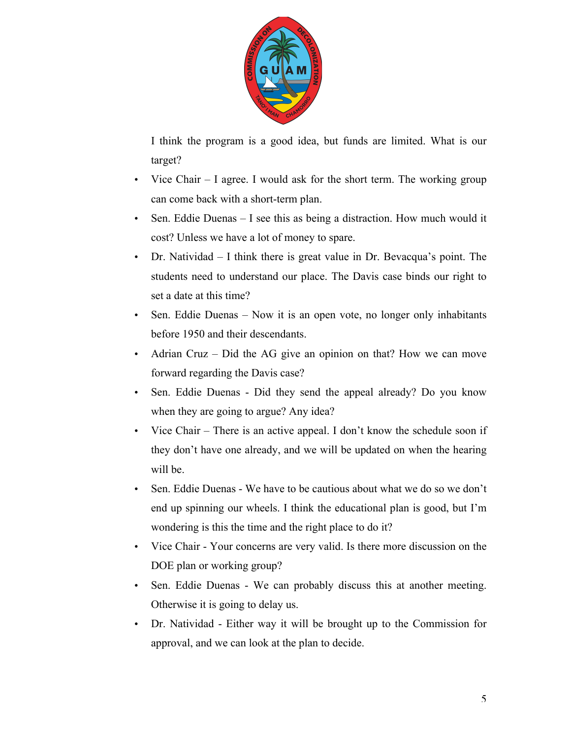I think the program is a good idea, but funds are limited. What is our target?

- Vice Chair – I agree. I would ask for the short term. The working group can come back with a short-term plan.
- Sen. Eddie Duenas – I see this as being a distraction. How much would it cost? Unless we have a lot of money to spare.
- Dr. Natividad – I think there is great value in Dr. Bevacqua's point. The students need to understand our place. The Davis case binds our right to set a date at this time?
- Sen. Eddie Duenas – Now it is an open vote, no longer only inhabitants before 1950 and their descendants.
- Adrian Cruz – Did the AG give an opinion on that? How we can move forward regarding the Davis case?
- Sen. Eddie Duenas - Did they send the appeal already? Do you know when they are going to argue? Any idea?
- Vice Chair – There is an active appeal. I don't know the schedule soon if they don't have one already, and we will be updated on when the hearing will be.
- Sen. Eddie Duenas - We have to be cautious about what we do so we don't end up spinning our wheels. I think the educational plan is good, but I'm wondering is this the time and the right place to do it?
- Vice Chair - Your concerns are very valid. Is there more discussion on the DOE plan or working group?
- Sen. Eddie Duenas - We can probably discuss this at another meeting. Otherwise it is going to delay us.
- Dr. Natividad - Either way it will be brought up to the Commission for approval, and we can look at the plan to decide.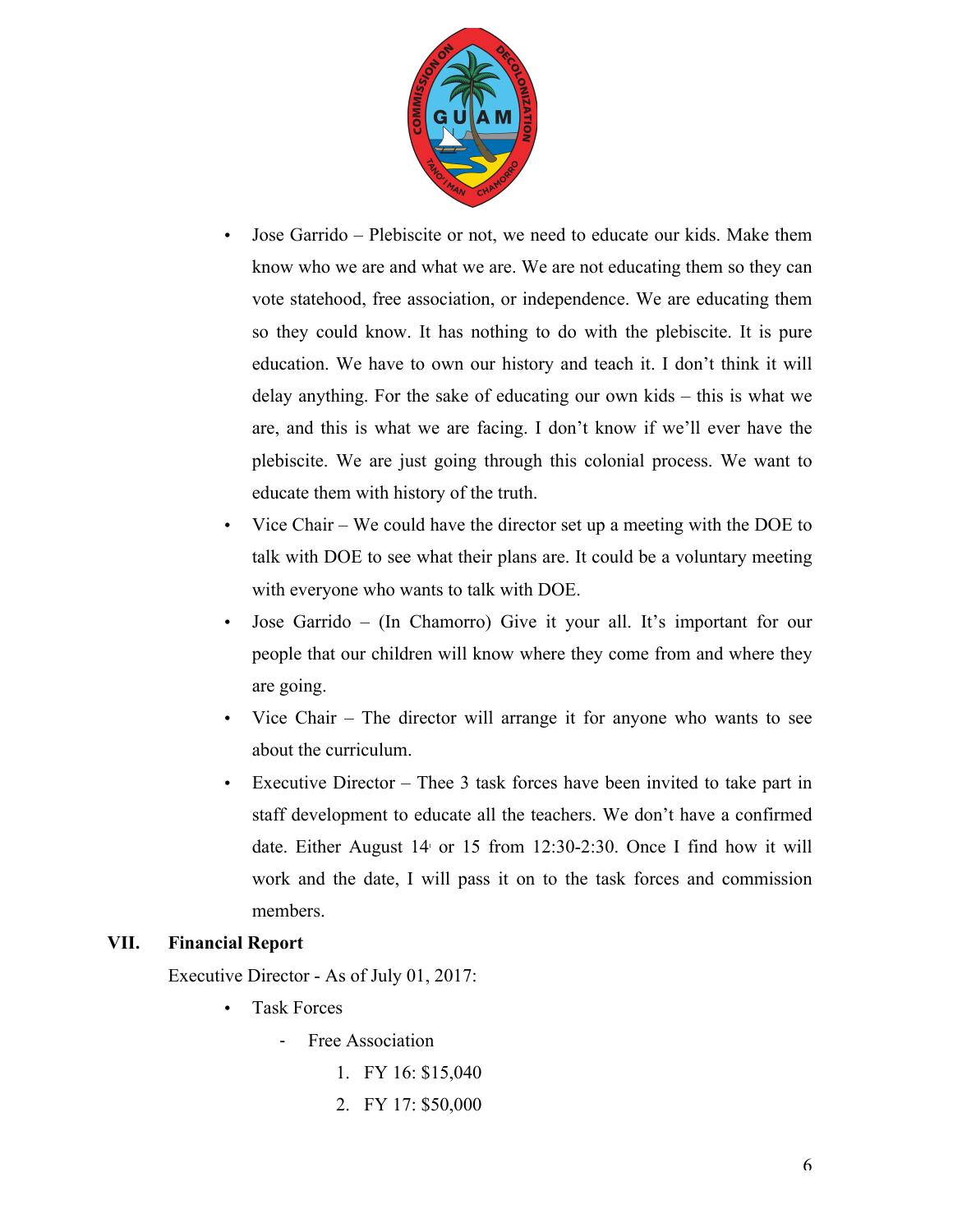- Jose Garrido – Plebiscite or not, we need to educate our kids. Make them know who we are and what we are. We are not educating them so they can vote statehood, free association, or independence. We are educating them so they could know. It has nothing to do with the plebiscite. It is pure education. We have to own our history and teach it. I don't think it will delay anything. For the sake of educating our own kids – this is what we are, and this is what we are facing. I don't know if we'll ever have the plebiscite. We are just going through this colonial process. We want to educate them with history of the truth.
- Vice Chair – We could have the director set up a meeting with the DOE to talk with DOE to see what their plans are. It could be a voluntary meeting with everyone who wants to talk with DOE.
- Jose Garrido – (In Chamorro) Give it your all. It's important for our people that our children will know where they come from and where they are going.
- Vice Chair – The director will arrange it for anyone who wants to see about the curriculum.
- Executive Director – Thee 3 task forces have been invited to take part in staff development to educate all the teachers. We don't have a confirmed date. Either August 14 or 15 from 12:30-2:30. Once I find how it will work and the date, I will pass it on to the task forces and commission members.

## VII. Financial Report

Executive Director - As of July 01, 2017:

- Task Forces
  - Free Association
    1. FY 16: $15,040
    2. FY 17: $50,000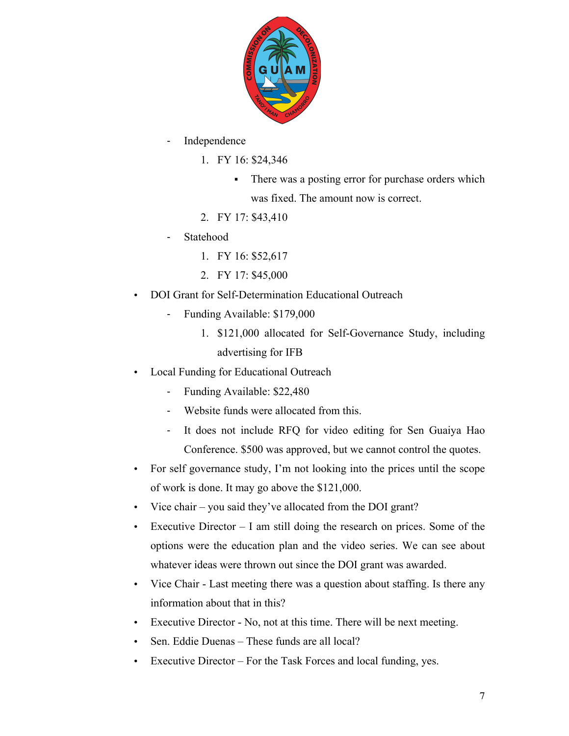- Independence
    1. FY 16: $24,346
        - There was a posting error for purchase orders which was fixed. The amount now is correct.
    2. FY 17: $43,410
- Statehood
    1. FY 16: $52,617
    2. FY 17: $45,000

- DOI Grant for Self-Determination Educational Outreach
    - Funding Available: $179,000
        1. $121,000 allocated for Self-Governance Study, including advertising for IFB
- Local Funding for Educational Outreach
    - Funding Available: $22,480
    - Website funds were allocated from this.
    - It does not include RFQ for video editing for Sen Guaiya Hao Conference. $500 was approved, but we cannot control the quotes.
- For self governance study, I'm not looking into the prices until the scope of work is done. It may go above the $121,000.
- Vice chair – you said they've allocated from the DOI grant?
- Executive Director – I am still doing the research on prices. Some of the options were the education plan and the video series. We can see about whatever ideas were thrown out since the DOI grant was awarded.
- Vice Chair - Last meeting there was a question about staffing. Is there any information about that in this?
- Executive Director - No, not at this time. There will be next meeting.
- Sen. Eddie Duenas – These funds are all local?
- Executive Director – For the Task Forces and local funding, yes.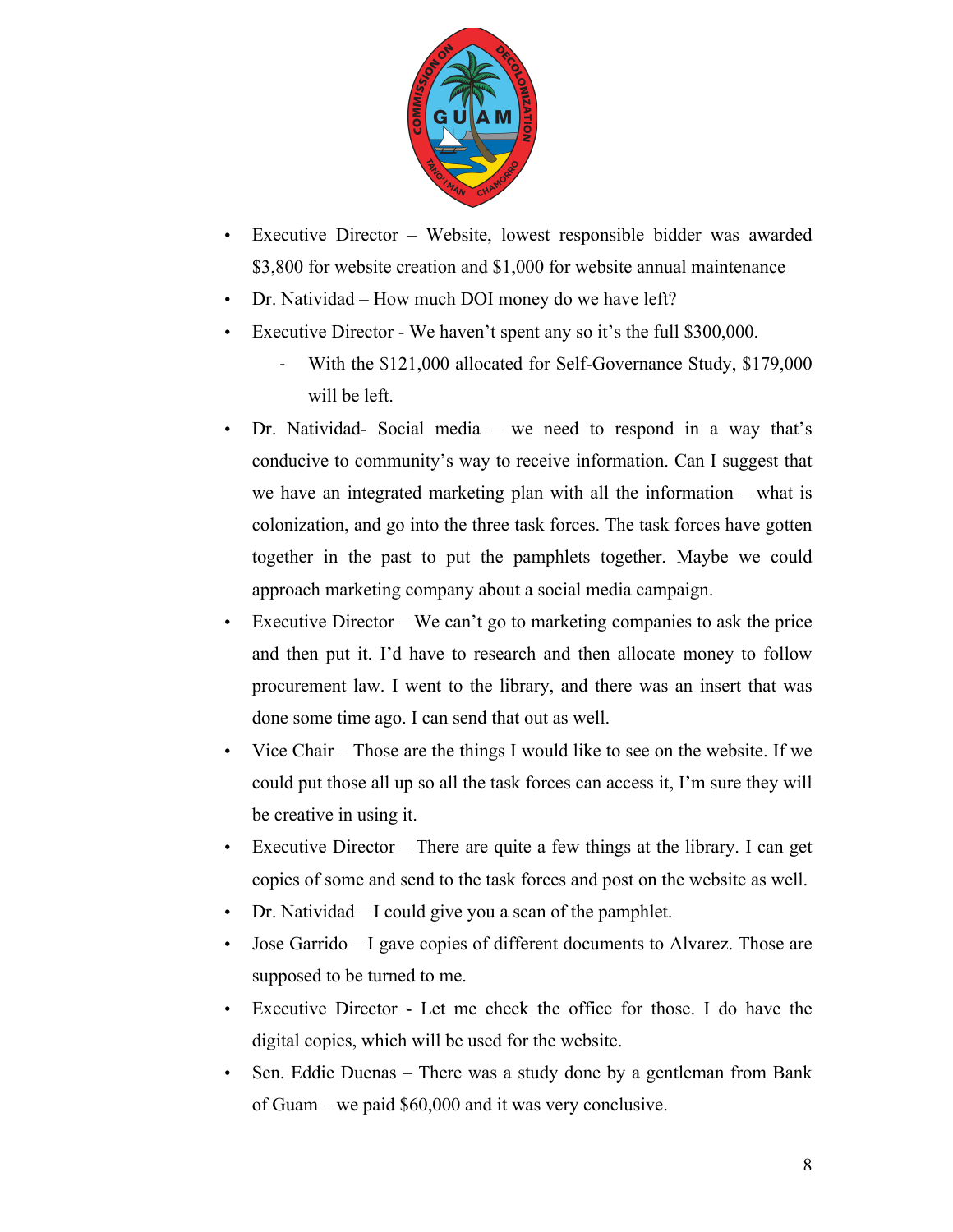- Executive Director – Website, lowest responsible bidder was awarded $3,800 for website creation and $1,000 for website annual maintenance
- Dr. Natividad – How much DOI money do we have left?
- Executive Director - We haven't spent any so it's the full $300,000.
  - With the $121,000 allocated for Self-Governance Study, $179,000 will be left.
- Dr. Natividad- Social media – we need to respond in a way that's conducive to community's way to receive information. Can I suggest that we have an integrated marketing plan with all the information – what is colonization, and go into the three task forces. The task forces have gotten together in the past to put the pamphlets together. Maybe we could approach marketing company about a social media campaign.
- Executive Director – We can't go to marketing companies to ask the price and then put it. I'd have to research and then allocate money to follow procurement law. I went to the library, and there was an insert that was done some time ago. I can send that out as well.
- Vice Chair – Those are the things I would like to see on the website. If we could put those all up so all the task forces can access it, I'm sure they will be creative in using it.
- Executive Director – There are quite a few things at the library. I can get copies of some and send to the task forces and post on the website as well.
- Dr. Natividad – I could give you a scan of the pamphlet.
- Jose Garrido – I gave copies of different documents to Alvarez. Those are supposed to be turned to me.
- Executive Director - Let me check the office for those. I do have the digital copies, which will be used for the website.
- Sen. Eddie Duenas – There was a study done by a gentleman from Bank of Guam – we paid $60,000 and it was very conclusive.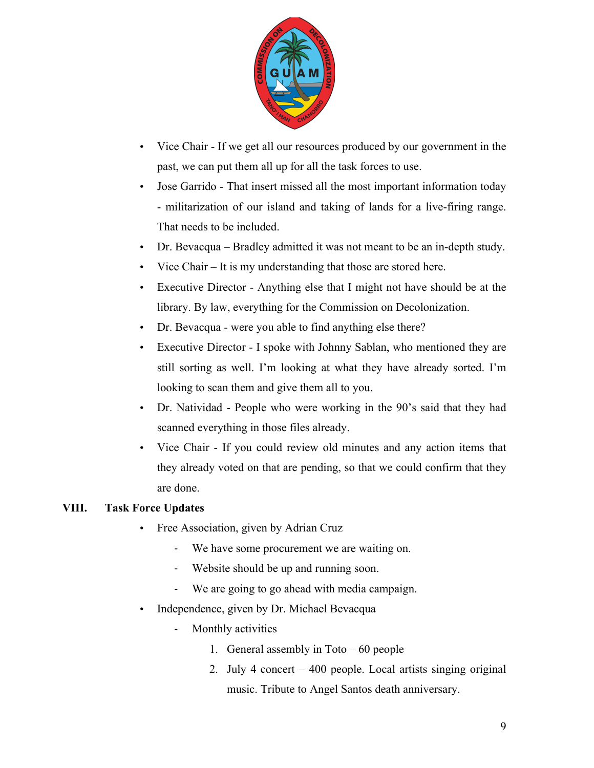- Vice Chair - If we get all our resources produced by our government in the past, we can put them all up for all the task forces to use.
- Jose Garrido - That insert missed all the most important information today - militarization of our island and taking of lands for a live-firing range. That needs to be included.
- Dr. Bevacqua – Bradley admitted it was not meant to be an in-depth study.
- Vice Chair – It is my understanding that those are stored here.
- Executive Director - Anything else that I might not have should be at the library. By law, everything for the Commission on Decolonization.
- Dr. Bevacqua - were you able to find anything else there?
- Executive Director - I spoke with Johnny Sablan, who mentioned they are still sorting as well. I'm looking at what they have already sorted. I'm looking to scan them and give them all to you.
- Dr. Natividad - People who were working in the 90's said that they had scanned everything in those files already.
- Vice Chair - If you could review old minutes and any action items that they already voted on that are pending, so that we could confirm that they are done.

## VIII. Task Force Updates

- Free Association, given by Adrian Cruz
  - We have some procurement we are waiting on.
  - Website should be up and running soon.
  - We are going to go ahead with media campaign.
- Independence, given by Dr. Michael Bevacqua
  - Monthly activities
    1. General assembly in Toto – 60 people
    2. July 4 concert – 400 people. Local artists singing original music. Tribute to Angel Santos death anniversary.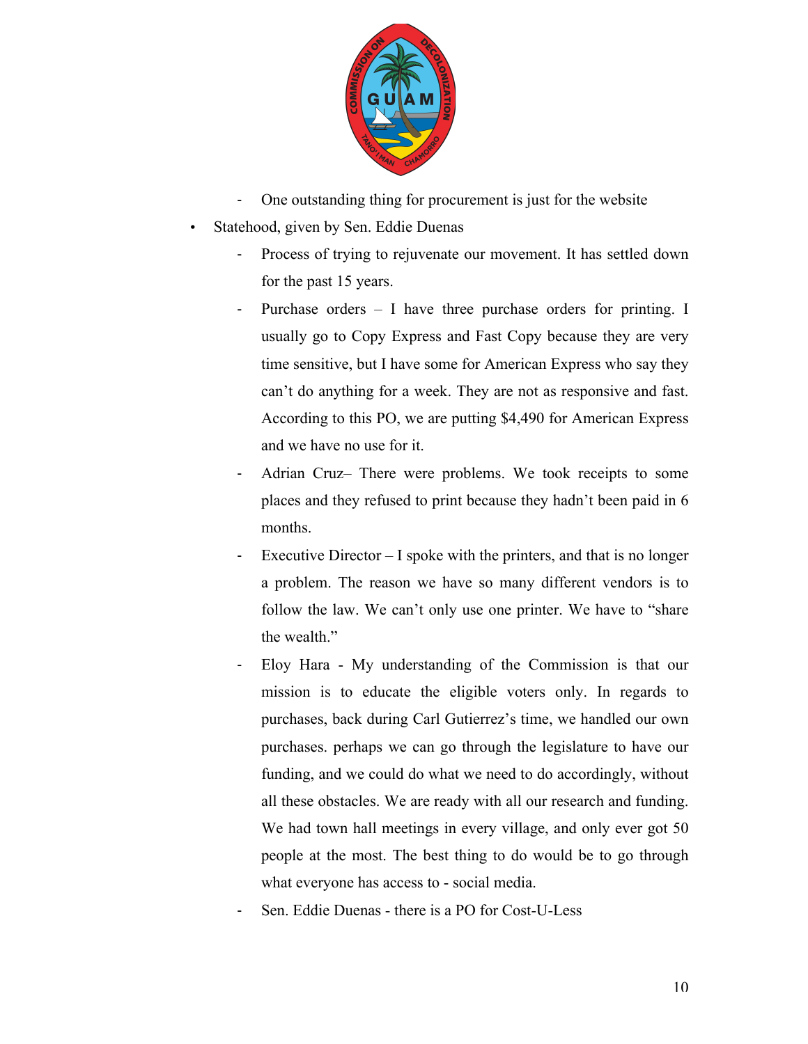- One outstanding thing for procurement is just for the website

- Statehood, given by Sen. Eddie Duenas
  - Process of trying to rejuvenate our movement. It has settled down for the past 15 years.
  - Purchase orders – I have three purchase orders for printing. I usually go to Copy Express and Fast Copy because they are very time sensitive, but I have some for American Express who say they can't do anything for a week. They are not as responsive and fast. According to this PO, we are putting $4,490 for American Express and we have no use for it.
  - Adrian Cruz– There were problems. We took receipts to some places and they refused to print because they hadn't been paid in 6 months.
  - Executive Director – I spoke with the printers, and that is no longer a problem. The reason we have so many different vendors is to follow the law. We can't only use one printer. We have to "share the wealth."
  - Eloy Hara - My understanding of the Commission is that our mission is to educate the eligible voters only. In regards to purchases, back during Carl Gutierrez's time, we handled our own purchases. perhaps we can go through the legislature to have our funding, and we could do what we need to do accordingly, without all these obstacles. We are ready with all our research and funding. We had town hall meetings in every village, and only ever got 50 people at the most. The best thing to do would be to go through what everyone has access to - social media.
  - Sen. Eddie Duenas - there is a PO for Cost-U-Less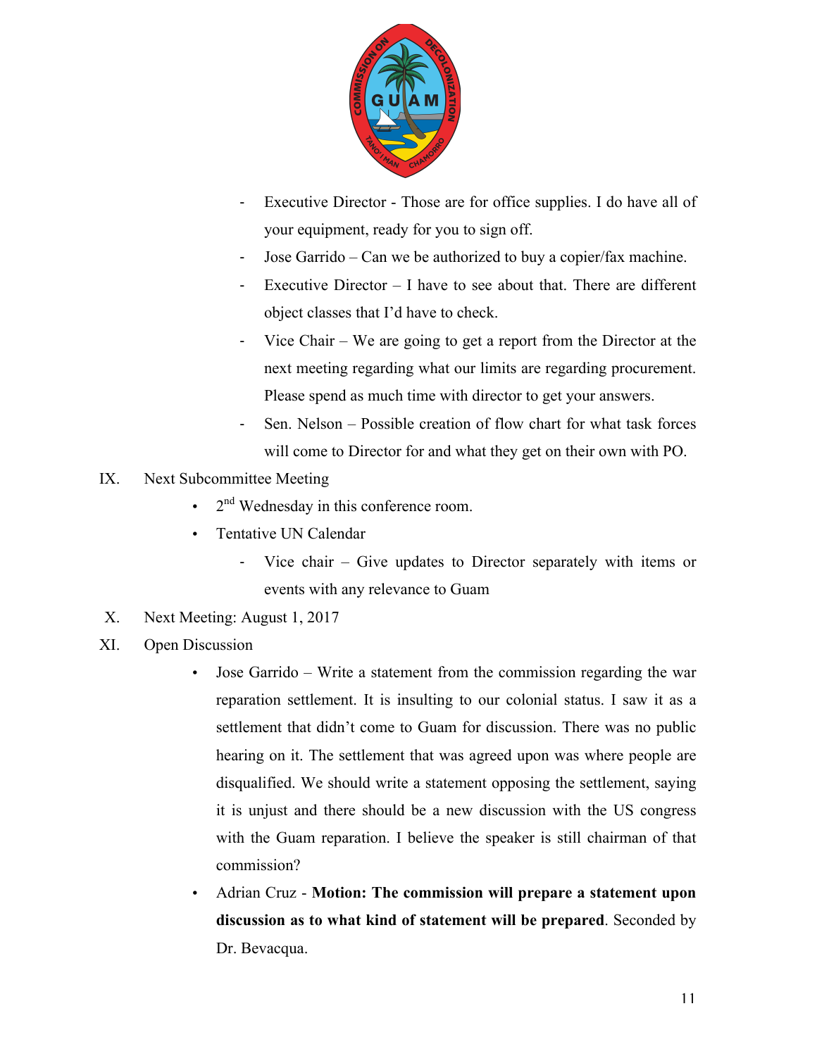- Executive Director - Those are for office supplies. I do have all of your equipment, ready for you to sign off.
- Jose Garrido – Can we be authorized to buy a copier/fax machine.
- Executive Director – I have to see about that. There are different object classes that I'd have to check.
- Vice Chair – We are going to get a report from the Director at the next meeting regarding what our limits are regarding procurement. Please spend as much time with director to get your answers.
- Sen. Nelson – Possible creation of flow chart for what task forces will come to Director for and what they get on their own with PO.

IX. Next Subcommittee Meeting

- 2nd Wednesday in this conference room.
- Tentative UN Calendar
  - Vice chair – Give updates to Director separately with items or events with any relevance to Guam

X. Next Meeting: August 1, 2017

XI. Open Discussion

- Jose Garrido – Write a statement from the commission regarding the war reparation settlement. It is insulting to our colonial status. I saw it as a settlement that didn't come to Guam for discussion. There was no public hearing on it. The settlement that was agreed upon was where people are disqualified. We should write a statement opposing the settlement, saying it is unjust and there should be a new discussion with the US congress with the Guam reparation. I believe the speaker is still chairman of that commission?
- Adrian Cruz - **Motion: The commission will prepare a statement upon discussion as to what kind of statement will be prepared**. Seconded by Dr. Bevacqua.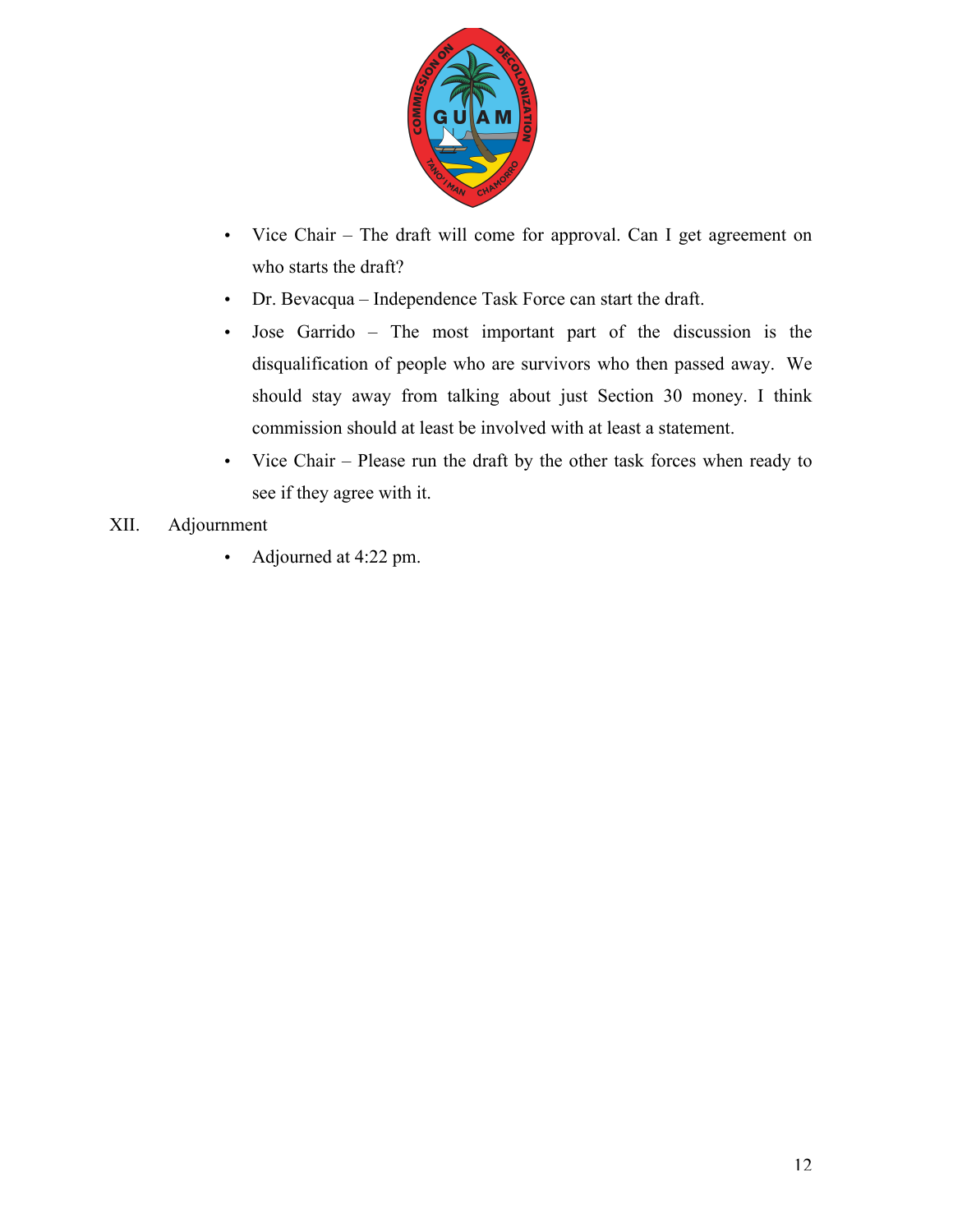- Vice Chair – The draft will come for approval. Can I get agreement on who starts the draft?
- Dr. Bevacqua – Independence Task Force can start the draft.
- Jose Garrido – The most important part of the discussion is the disqualification of people who are survivors who then passed away. We should stay away from talking about just Section 30 money. I think commission should at least be involved with at least a statement.
- Vice Chair – Please run the draft by the other task forces when ready to see if they agree with it.

XII. Adjournment

- Adjourned at 4:22 pm.